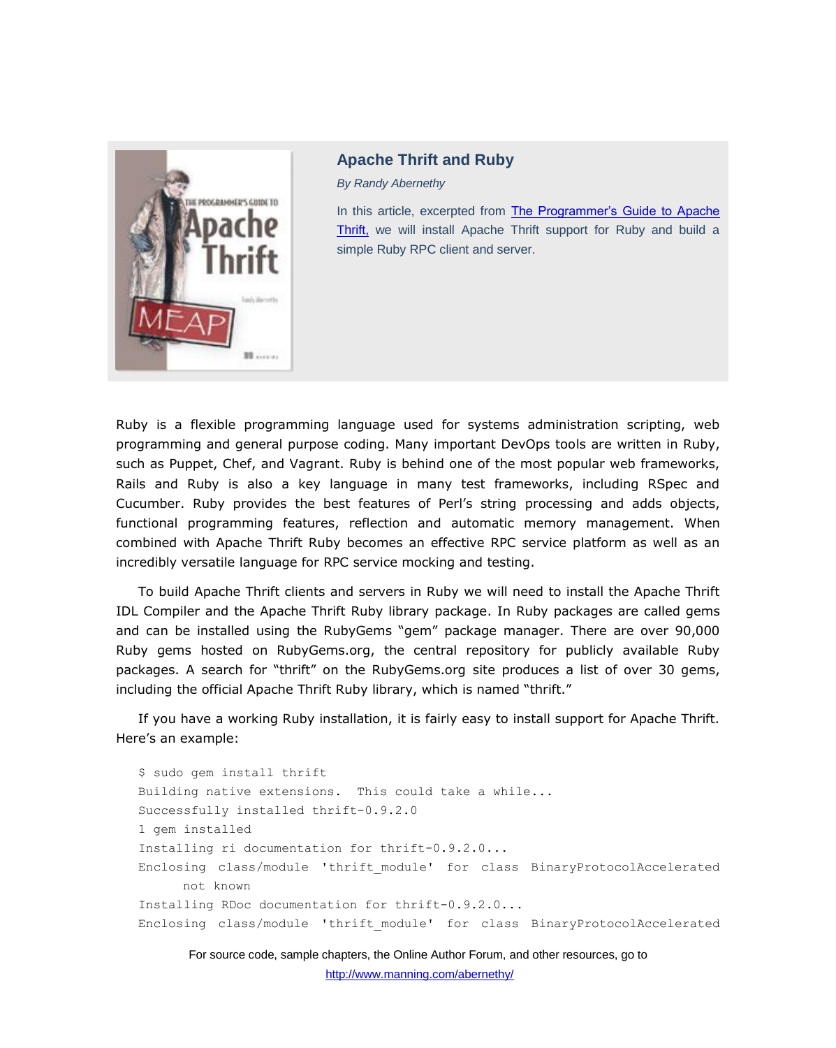## Apache Thrift and Ruby

*By Randy Abernethy*

In this article, excerpted from [The Programmer's Guide to Apache Thrift,](http://www.manning.com/abernethy/) we will install Apache Thrift support for Ruby and build a simple Ruby RPC client and server.

Ruby is a flexible programming language used for systems administration scripting, web programming and general purpose coding. Many important DevOps tools are written in Ruby, such as Puppet, Chef, and Vagrant. Ruby is behind one of the most popular web frameworks, Rails and Ruby is also a key language in many test frameworks, including RSpec and Cucumber. Ruby provides the best features of Perl's string processing and adds objects, functional programming features, reflection and automatic memory management. When combined with Apache Thrift Ruby becomes an effective RPC service platform as well as an incredibly versatile language for RPC service mocking and testing.

To build Apache Thrift clients and servers in Ruby we will need to install the Apache Thrift IDL Compiler and the Apache Thrift Ruby library package. In Ruby packages are called gems and can be installed using the RubyGems "gem" package manager. There are over 90,000 Ruby gems hosted on RubyGems.org, the central repository for publicly available Ruby packages. A search for "thrift" on the RubyGems.org site produces a list of over 30 gems, including the official Apache Thrift Ruby library, which is named "thrift."

If you have a working Ruby installation, it is fairly easy to install support for Apache Thrift. Here's an example:

```
$ sudo gem install thrift
Building native extensions.  This could take a while...
Successfully installed thrift-0.9.2.0
1 gem installed
Installing ri documentation for thrift-0.9.2.0...
Enclosing class/module 'thrift_module' for class BinaryProtocolAccelerated
      not known
Installing RDoc documentation for thrift-0.9.2.0...
Enclosing class/module 'thrift_module' for class BinaryProtocolAccelerated
```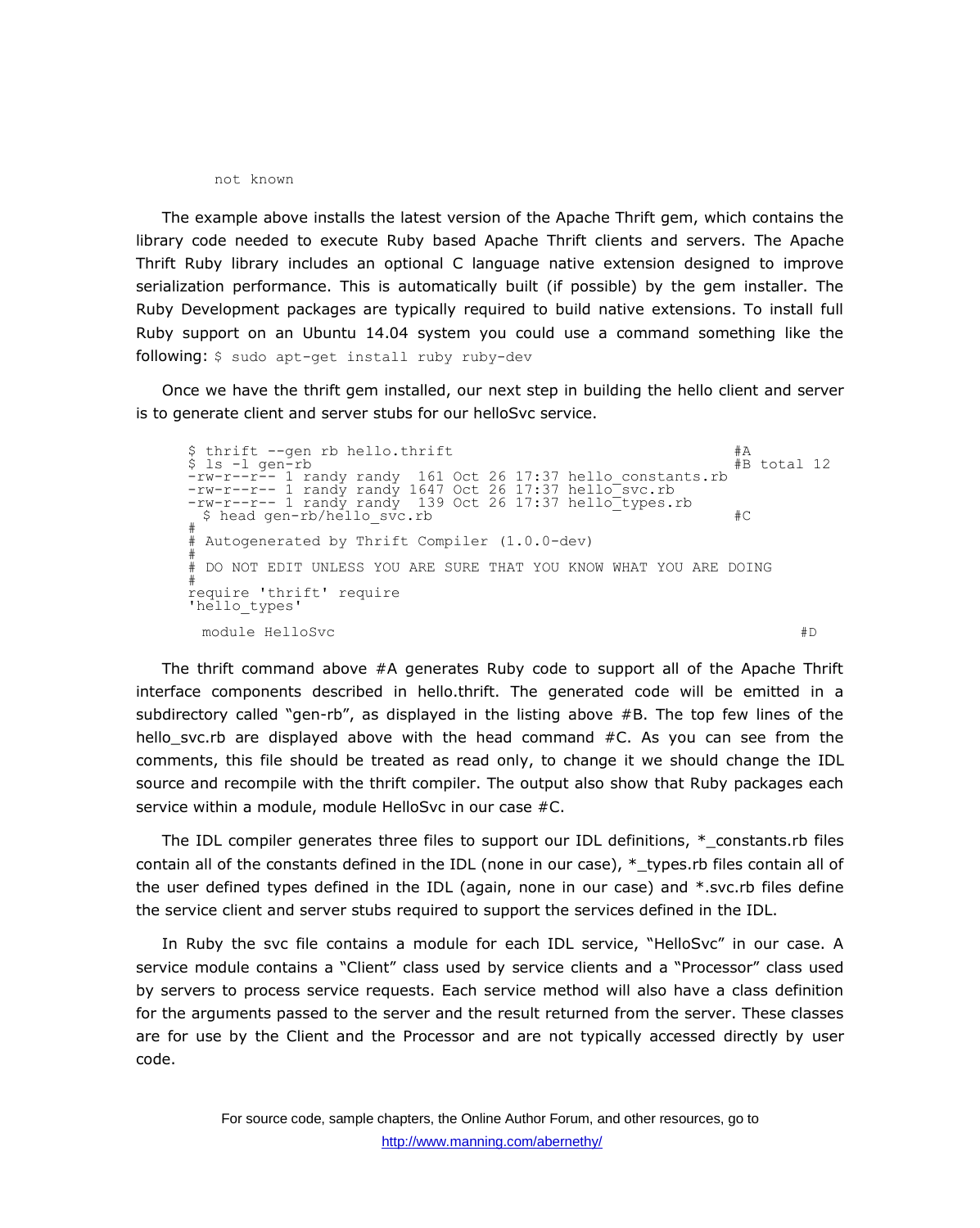```
not known
```

The example above installs the latest version of the Apache Thrift gem, which contains the library code needed to execute Ruby based Apache Thrift clients and servers. The Apache Thrift Ruby library includes an optional C language native extension designed to improve serialization performance. This is automatically built (if possible) by the gem installer. The Ruby Development packages are typically required to build native extensions. To install full Ruby support on an Ubuntu 14.04 system you could use a command something like the following: `$ sudo apt-get install ruby ruby-dev`

Once we have the thrift gem installed, our next step in building the hello client and server is to generate client and server stubs for our helloSvc service.

```
$ thrift --gen rb hello.thrift                                     #A
$ ls -l gen-rb                                                     #B total 12
-rw-r--r-- 1 randy randy  161 Oct 26 17:37 hello_constants.rb
-rw-r--r-- 1 randy randy 1647 Oct 26 17:37 hello_svc.rb
-rw-r--r-- 1 randy randy  139 Oct 26 17:37 hello_types.rb
 $ head gen-rb/hello_svc.rb                                        #C
#
# Autogenerated by Thrift Compiler (1.0.0-dev)
#
# DO NOT EDIT UNLESS YOU ARE SURE THAT YOU KNOW WHAT YOU ARE DOING
#
require 'thrift' require
'hello_types'

 module HelloSvc                                                           #D
```

The thrift command above #A generates Ruby code to support all of the Apache Thrift interface components described in hello.thrift. The generated code will be emitted in a subdirectory called "gen-rb", as displayed in the listing above #B. The top few lines of the hello_svc.rb are displayed above with the head command #C. As you can see from the comments, this file should be treated as read only, to change it we should change the IDL source and recompile with the thrift compiler. The output also show that Ruby packages each service within a module, module HelloSvc in our case #C.

The IDL compiler generates three files to support our IDL definitions, *_constants.rb files contain all of the constants defined in the IDL (none in our case), *_types.rb files contain all of the user defined types defined in the IDL (again, none in our case) and *.svc.rb files define the service client and server stubs required to support the services defined in the IDL.

In Ruby the svc file contains a module for each IDL service, "HelloSvc" in our case. A service module contains a "Client" class used by service clients and a "Processor" class used by servers to process service requests. Each service method will also have a class definition for the arguments passed to the server and the result returned from the server. These classes are for use by the Client and the Processor and are not typically accessed directly by user code.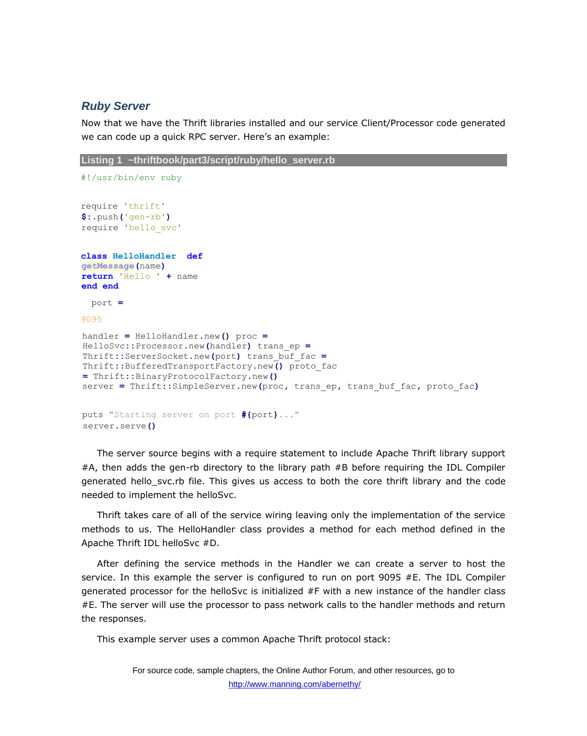### *Ruby Server*

Now that we have the Thrift libraries installed and our service Client/Processor code generated we can code up a quick RPC server. Here's an example:

**Listing 1 ~thriftbook/part3/script/ruby/hello_server.rb**

```
#!/usr/bin/env ruby

require 'thrift'
$:.push('gen-rb')
require 'hello_svc'

class HelloHandler  def
getMessage(name)
return 'Hello ' + name
end end

  port =

9095

handler = HelloHandler.new() proc =
HelloSvc::Processor.new(handler) trans_ep =
Thrift::ServerSocket.new(port) trans_buf_fac =
Thrift::BufferedTransportFactory.new() proto_fac
= Thrift::BinaryProtocolFactory.new()
server = Thrift::SimpleServer.new(proc, trans_ep, trans_buf_fac, proto_fac)

puts "Starting server on port #{port}..."
server.serve()
```

The server source begins with a require statement to include Apache Thrift library support #A, then adds the gen-rb directory to the library path #B before requiring the IDL Compiler generated hello_svc.rb file. This gives us access to both the core thrift library and the code needed to implement the helloSvc.

Thrift takes care of all of the service wiring leaving only the implementation of the service methods to us. The HelloHandler class provides a method for each method defined in the Apache Thrift IDL helloSvc #D.

After defining the service methods in the Handler we can create a server to host the service. In this example the server is configured to run on port 9095 #E. The IDL Compiler generated processor for the helloSvc is initialized #F with a new instance of the handler class #E. The server will use the processor to pass network calls to the handler methods and return the responses.

This example server uses a common Apache Thrift protocol stack: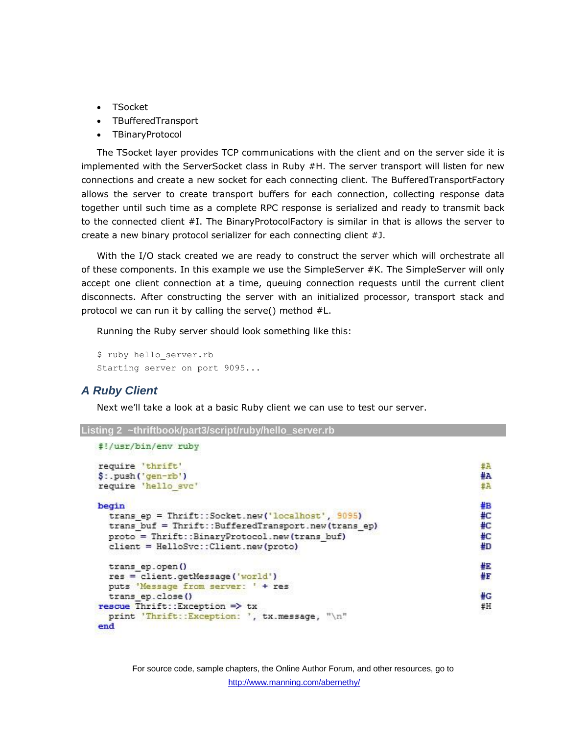- TSocket
- TBufferedTransport
- TBinaryProtocol

The TSocket layer provides TCP communications with the client and on the server side it is implemented with the ServerSocket class in Ruby #H. The server transport will listen for new connections and create a new socket for each connecting client. The BufferedTransportFactory allows the server to create transport buffers for each connection, collecting response data together until such time as a complete RPC response is serialized and ready to transmit back to the connected client #I. The BinaryProtocolFactory is similar in that is allows the server to create a new binary protocol serializer for each connecting client #J.

With the I/O stack created we are ready to construct the server which will orchestrate all of these components. In this example we use the SimpleServer #K. The SimpleServer will only accept one client connection at a time, queuing connection requests until the current client disconnects. After constructing the server with an initialized processor, transport stack and protocol we can run it by calling the serve() method #L.

Running the Ruby server should look something like this:

```
$ ruby hello_server.rb
Starting server on port 9095...
```

## A Ruby Client

Next we'll take a look at a basic Ruby client we can use to test our server.

**Listing 2 ~thriftbook/part3/script/ruby/hello_server.rb**

```
#!/usr/bin/env ruby

require 'thrift'                                                    #A
$:.push('gen-rb')                                                   #A
require 'hello_svc'                                                 #A

begin                                                               #B
  trans_ep = Thrift::Socket.new('localhost', 9095)                  #C
  trans_buf = Thrift::BufferedTransport.new(trans_ep)               #C
  proto = Thrift::BinaryProtocol.new(trans_buf)                     #C
  client = HelloSvc::Client.new(proto)                              #D

  trans_ep.open()                                                   #E
  res = client.getMessage('world')                                  #F
  puts 'Message from server: ' + res
  trans_ep.close()                                                  #G
rescue Thrift::Exception => tx                                      #H
  print 'Thrift::Exception: ', tx.message, "\n"
end
```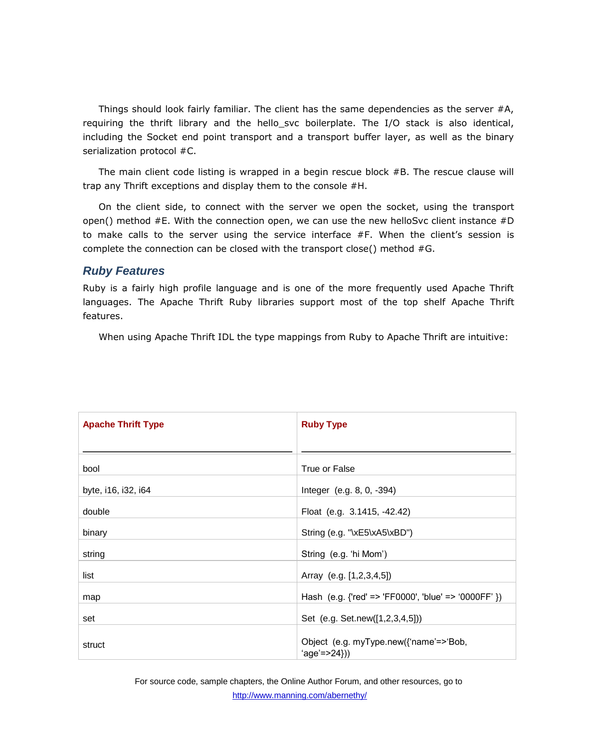Things should look fairly familiar. The client has the same dependencies as the server #A, requiring the thrift library and the hello_svc boilerplate. The I/O stack is also identical, including the Socket end point transport and a transport buffer layer, as well as the binary serialization protocol #C.

The main client code listing is wrapped in a begin rescue block #B. The rescue clause will trap any Thrift exceptions and display them to the console #H.

On the client side, to connect with the server we open the socket, using the transport open() method #E. With the connection open, we can use the new helloSvc client instance #D to make calls to the server using the service interface #F. When the client's session is complete the connection can be closed with the transport close() method #G.

## *Ruby Features*

Ruby is a fairly high profile language and is one of the more frequently used Apache Thrift languages. The Apache Thrift Ruby libraries support most of the top shelf Apache Thrift features.

When using Apache Thrift IDL the type mappings from Ruby to Apache Thrift are intuitive:

| Apache Thrift Type | Ruby Type |
| --- | --- |
| bool | True or False |
| byte, i16, i32, i64 | Integer (e.g. 8, 0, -394) |
| double | Float (e.g. 3.1415, -42.42) |
| binary | String (e.g. "\xE5\xA5\xBD") |
| string | String (e.g. 'hi Mom') |
| list | Array (e.g. [1,2,3,4,5]) |
| map | Hash (e.g. {'red' => 'FF0000', 'blue' => '0000FF' }) |
| set | Set (e.g. Set.new([1,2,3,4,5])) |
| struct | Object (e.g. myType.new({'name'=>'Bob', 'age'=>24})) |

For source code, sample chapters, the Online Author Forum, and other resources, go to http://www.manning.com/abernethy/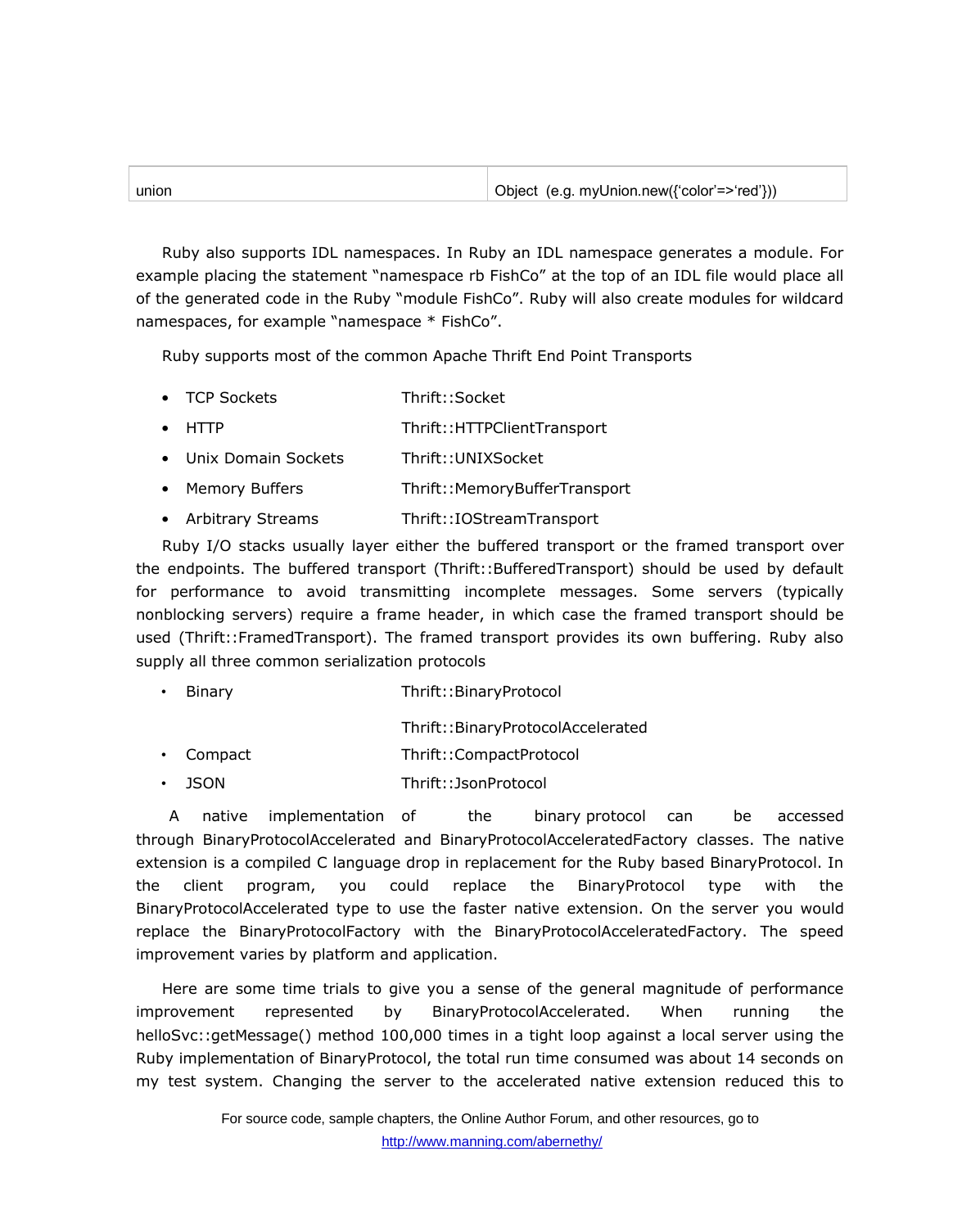| union | Object (e.g. myUnion.new({'color'=>'red'})) |
| --- | --- |

Ruby also supports IDL namespaces. In Ruby an IDL namespace generates a module. For example placing the statement "namespace rb FishCo" at the top of an IDL file would place all of the generated code in the Ruby "module FishCo". Ruby will also create modules for wildcard namespaces, for example "namespace * FishCo".

Ruby supports most of the common Apache Thrift End Point Transports

- TCP Sockets Thrift::Socket
- HTTP Thrift::HTTPClientTransport
- Unix Domain Sockets Thrift::UNIXSocket
- Memory Buffers Thrift::MemoryBufferTransport
- Arbitrary Streams Thrift::IOStreamTransport

Ruby I/O stacks usually layer either the buffered transport or the framed transport over the endpoints. The buffered transport (Thrift::BufferedTransport) should be used by default for performance to avoid transmitting incomplete messages. Some servers (typically nonblocking servers) require a frame header, in which case the framed transport should be used (Thrift::FramedTransport). The framed transport provides its own buffering. Ruby also supply all three common serialization protocols

- Binary Thrift::BinaryProtocol
  Thrift::BinaryProtocolAccelerated
- Compact Thrift::CompactProtocol
- JSON Thrift::JsonProtocol

A native implementation of the binary protocol can be accessed through BinaryProtocolAccelerated and BinaryProtocolAcceleratedFactory classes. The native extension is a compiled C language drop in replacement for the Ruby based BinaryProtocol. In the client program, you could replace the BinaryProtocol type with the BinaryProtocolAccelerated type to use the faster native extension. On the server you would replace the BinaryProtocolFactory with the BinaryProtocolAcceleratedFactory. The speed improvement varies by platform and application.

Here are some time trials to give you a sense of the general magnitude of performance improvement represented by BinaryProtocolAccelerated. When running the helloSvc::getMessage() method 100,000 times in a tight loop against a local server using the Ruby implementation of BinaryProtocol, the total run time consumed was about 14 seconds on my test system. Changing the server to the accelerated native extension reduced this to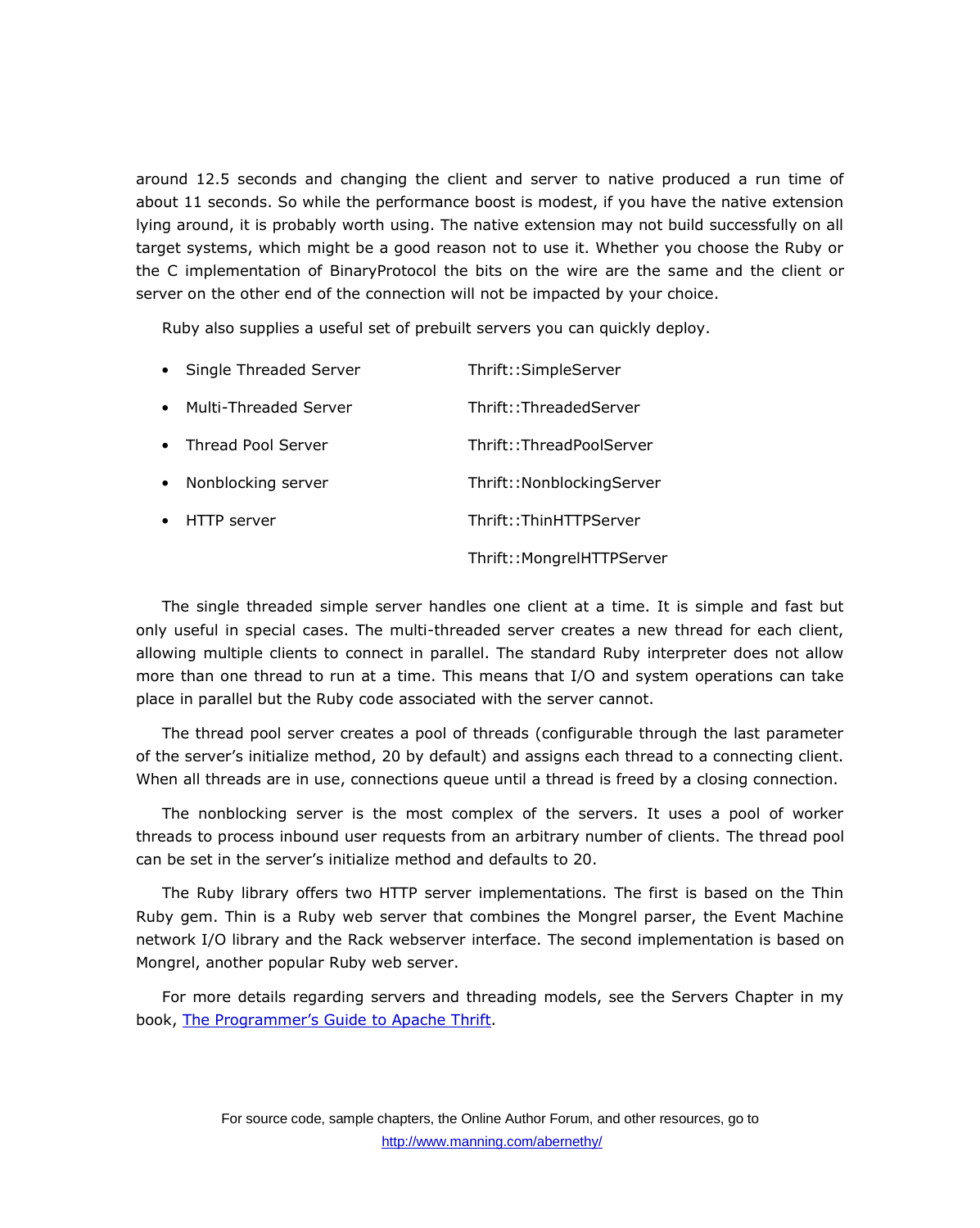around 12.5 seconds and changing the client and server to native produced a run time of about 11 seconds. So while the performance boost is modest, if you have the native extension lying around, it is probably worth using. The native extension may not build successfully on all target systems, which might be a good reason not to use it. Whether you choose the Ruby or the C implementation of BinaryProtocol the bits on the wire are the same and the client or server on the other end of the connection will not be impacted by your choice.

Ruby also supplies a useful set of prebuilt servers you can quickly deploy.

| | |
|---|---|
| • Single Threaded Server | Thrift::SimpleServer |
| • Multi-Threaded Server | Thrift::ThreadedServer |
| • Thread Pool Server | Thrift::ThreadPoolServer |
| • Nonblocking server | Thrift::NonblockingServer |
| • HTTP server | Thrift::ThinHTTPServer |
| | Thrift::MongrelHTTPServer |

The single threaded simple server handles one client at a time. It is simple and fast but only useful in special cases. The multi-threaded server creates a new thread for each client, allowing multiple clients to connect in parallel. The standard Ruby interpreter does not allow more than one thread to run at a time. This means that I/O and system operations can take place in parallel but the Ruby code associated with the server cannot.

The thread pool server creates a pool of threads (configurable through the last parameter of the server's initialize method, 20 by default) and assigns each thread to a connecting client. When all threads are in use, connections queue until a thread is freed by a closing connection.

The nonblocking server is the most complex of the servers. It uses a pool of worker threads to process inbound user requests from an arbitrary number of clients. The thread pool can be set in the server's initialize method and defaults to 20.

The Ruby library offers two HTTP server implementations. The first is based on the Thin Ruby gem. Thin is a Ruby web server that combines the Mongrel parser, the Event Machine network I/O library and the Rack webserver interface. The second implementation is based on Mongrel, another popular Ruby web server.

For more details regarding servers and threading models, see the Servers Chapter in my book, [The Programmer's Guide to Apache Thrift](http://www.manning.com/abernethy/).